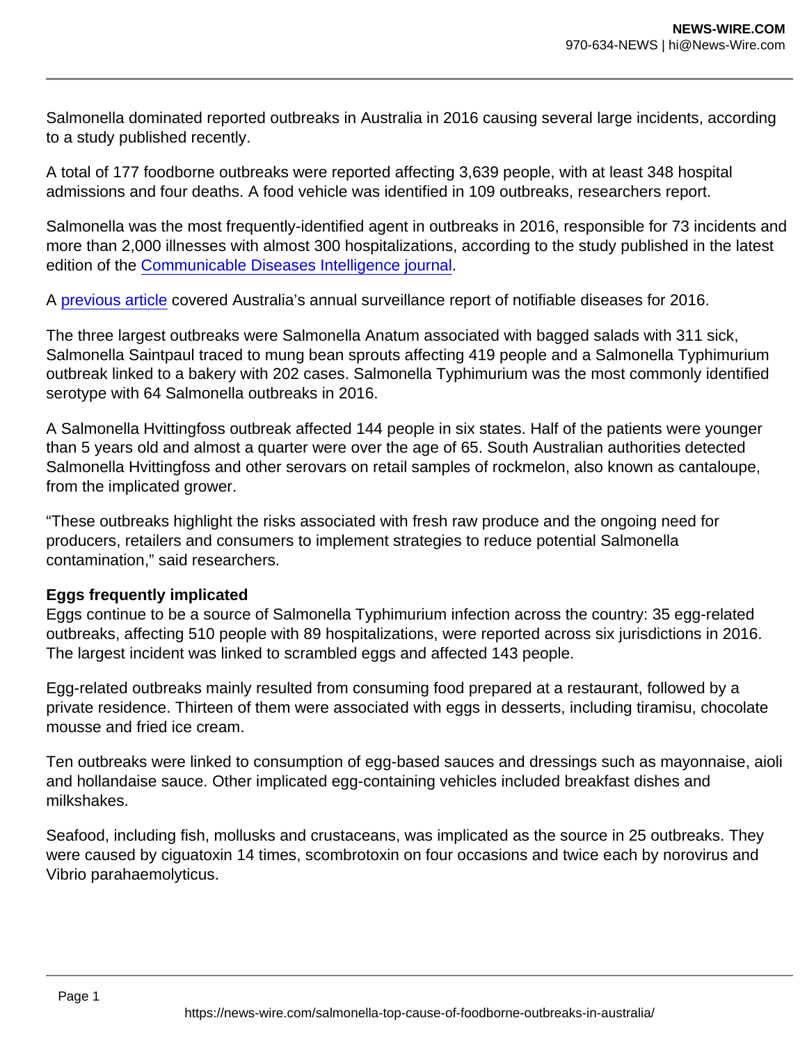Salmonella dominated reported outbreaks in Australia in 2016 causing several large incidents, according to a study published recently.

A total of 177 foodborne outbreaks were reported affecting 3,639 people, with at least 348 hospital admissions and four deaths. A food vehicle was identified in 109 outbreaks, researchers report.

Salmonella was the most frequently-identified agent in outbreaks in 2016, responsible for 73 incidents and more than 2,000 illnesses with almost 300 hospitalizations, according to the study published in the latest edition of the [Communicable Diseases Intelligence journal](#).

A [previous article](#) covered Australia's annual surveillance report of notifiable diseases for 2016.

The three largest outbreaks were Salmonella Anatum associated with bagged salads with 311 sick, Salmonella Saintpaul traced to mung bean sprouts affecting 419 people and a Salmonella Typhimurium outbreak linked to a bakery with 202 cases. Salmonella Typhimurium was the most commonly identified serotype with 64 Salmonella outbreaks in 2016.

A Salmonella Hvittingfoss outbreak affected 144 people in six states. Half of the patients were younger than 5 years old and almost a quarter were over the age of 65. South Australian authorities detected Salmonella Hvittingfoss and other serovars on retail samples of rockmelon, also known as cantaloupe, from the implicated grower.

"These outbreaks highlight the risks associated with fresh raw produce and the ongoing need for producers, retailers and consumers to implement strategies to reduce potential Salmonella contamination," said researchers.

**Eggs frequently implicated**

Eggs continue to be a source of Salmonella Typhimurium infection across the country: 35 egg-related outbreaks, affecting 510 people with 89 hospitalizations, were reported across six jurisdictions in 2016. The largest incident was linked to scrambled eggs and affected 143 people.

Egg-related outbreaks mainly resulted from consuming food prepared at a restaurant, followed by a private residence. Thirteen of them were associated with eggs in desserts, including tiramisu, chocolate mousse and fried ice cream.

Ten outbreaks were linked to consumption of egg-based sauces and dressings such as mayonnaise, aioli and hollandaise sauce. Other implicated egg-containing vehicles included breakfast dishes and milkshakes.

Seafood, including fish, mollusks and crustaceans, was implicated as the source in 25 outbreaks. They were caused by ciguatoxin 14 times, scombrotoxin on four occasions and twice each by norovirus and Vibrio parahaemolyticus.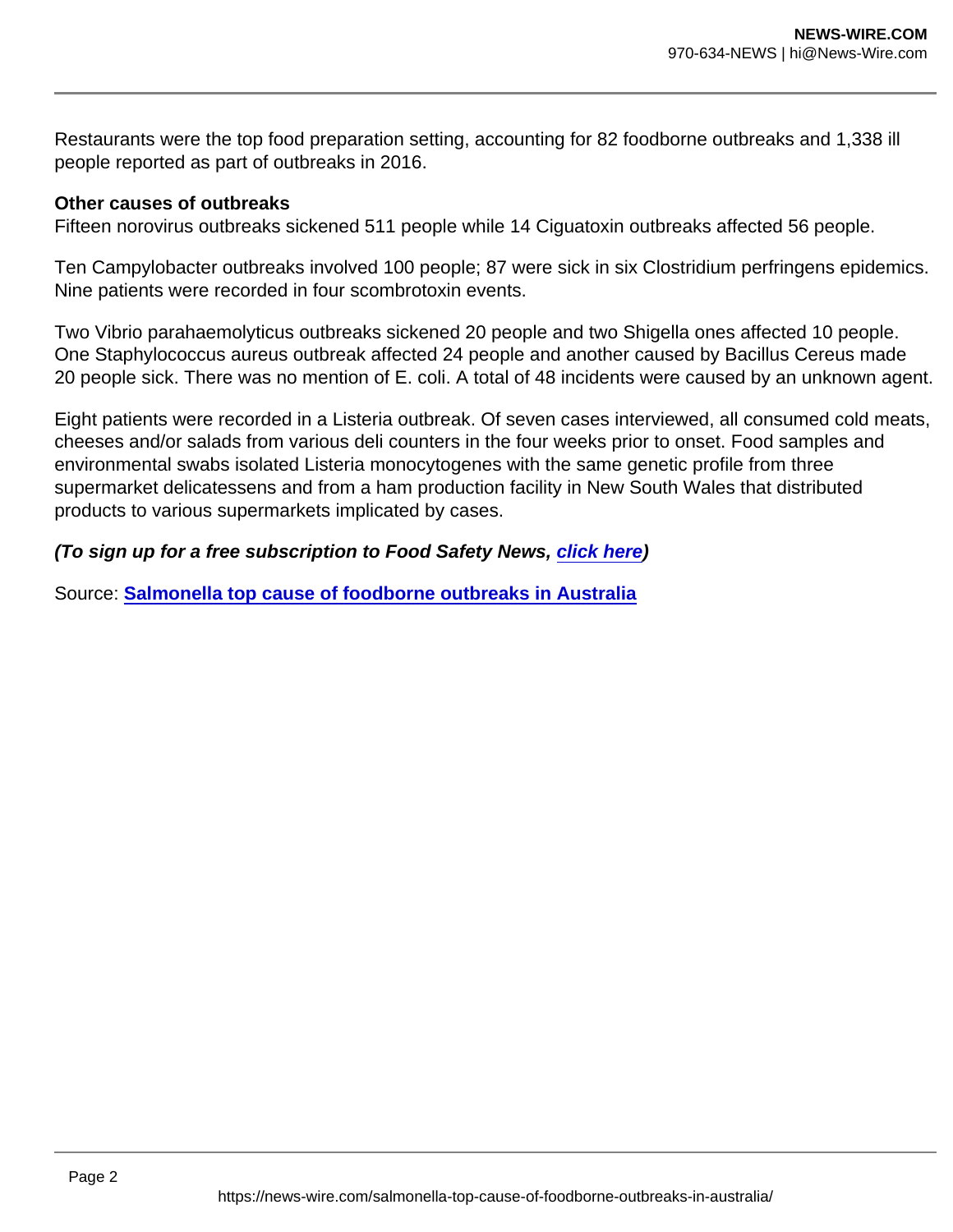Restaurants were the top food preparation setting, accounting for 82 foodborne outbreaks and 1,338 ill people reported as part of outbreaks in 2016.

**Other causes of outbreaks**
Fifteen norovirus outbreaks sickened 511 people while 14 Ciguatoxin outbreaks affected 56 people.

Ten Campylobacter outbreaks involved 100 people; 87 were sick in six Clostridium perfringens epidemics. Nine patients were recorded in four scombrotoxin events.

Two Vibrio parahaemolyticus outbreaks sickened 20 people and two Shigella ones affected 10 people. One Staphylococcus aureus outbreak affected 24 people and another caused by Bacillus Cereus made 20 people sick. There was no mention of E. coli. A total of 48 incidents were caused by an unknown agent.

Eight patients were recorded in a Listeria outbreak. Of seven cases interviewed, all consumed cold meats, cheeses and/or salads from various deli counters in the four weeks prior to onset. Food samples and environmental swabs isolated Listeria monocytogenes with the same genetic profile from three supermarket delicatessens and from a ham production facility in New South Wales that distributed products to various supermarkets implicated by cases.

***(To sign up for a free subscription to Food Safety News, [click here](#))***

Source: **[Salmonella top cause of foodborne outbreaks in Australia](#)**